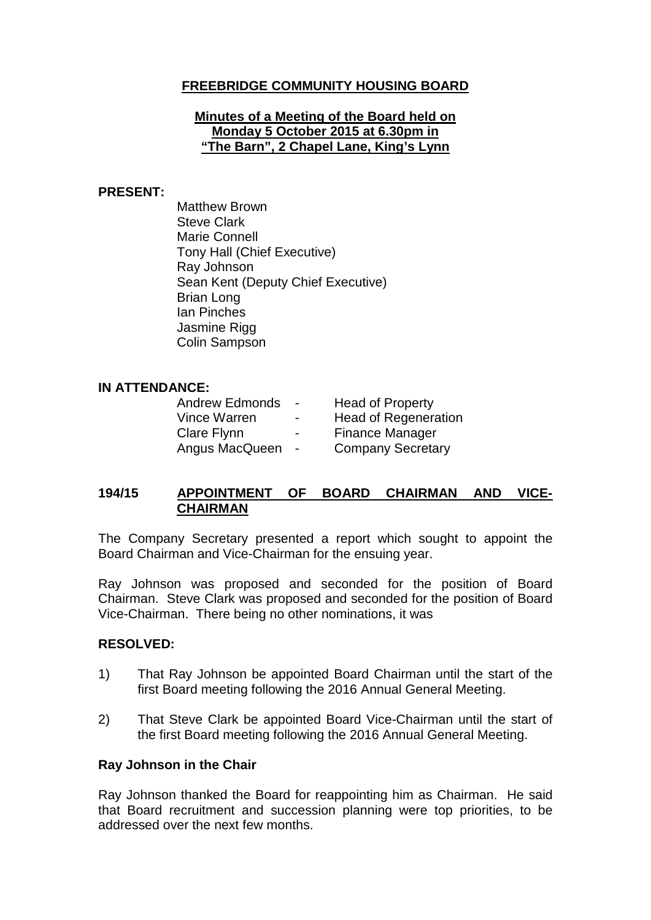# FREEBRIDGE COMMUNITY HOUSING BOARD

**Minutes of a Meeting of the Board held on**
**Monday 5 October 2015 at 6.30pm in**
**"The Barn", 2 Chapel Lane, King's Lynn**

**PRESENT:**

Matthew Brown
Steve Clark
Marie Connell
Tony Hall (Chief Executive)
Ray Johnson
Sean Kent (Deputy Chief Executive)
Brian Long
Ian Pinches
Jasmine Rigg
Colin Sampson

**IN ATTENDANCE:**

| | | |
|---|---|---|
| Andrew Edmonds | - | Head of Property |
| Vince Warren | - | Head of Regeneration |
| Clare Flynn | - | Finance Manager |
| Angus MacQueen | - | Company Secretary |

## 194/15 APPOINTMENT OF BOARD CHAIRMAN AND VICE-CHAIRMAN

The Company Secretary presented a report which sought to appoint the Board Chairman and Vice-Chairman for the ensuing year.

Ray Johnson was proposed and seconded for the position of Board Chairman. Steve Clark was proposed and seconded for the position of Board Vice-Chairman. There being no other nominations, it was

**RESOLVED:**

1) That Ray Johnson be appointed Board Chairman until the start of the first Board meeting following the 2016 Annual General Meeting.

2) That Steve Clark be appointed Board Vice-Chairman until the start of the first Board meeting following the 2016 Annual General Meeting.

**Ray Johnson in the Chair**

Ray Johnson thanked the Board for reappointing him as Chairman. He said that Board recruitment and succession planning were top priorities, to be addressed over the next few months.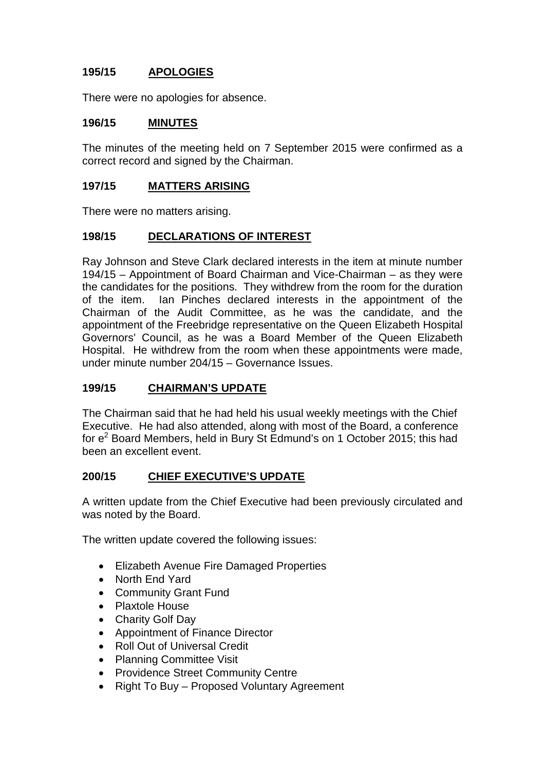## 195/15 APOLOGIES

There were no apologies for absence.

## 196/15 MINUTES

The minutes of the meeting held on 7 September 2015 were confirmed as a correct record and signed by the Chairman.

## 197/15 MATTERS ARISING

There were no matters arising.

## 198/15 DECLARATIONS OF INTEREST

Ray Johnson and Steve Clark declared interests in the item at minute number 194/15 – Appointment of Board Chairman and Vice-Chairman – as they were the candidates for the positions. They withdrew from the room for the duration of the item. Ian Pinches declared interests in the appointment of the Chairman of the Audit Committee, as he was the candidate, and the appointment of the Freebridge representative on the Queen Elizabeth Hospital Governors' Council, as he was a Board Member of the Queen Elizabeth Hospital. He withdrew from the room when these appointments were made, under minute number 204/15 – Governance Issues.

## 199/15 CHAIRMAN'S UPDATE

The Chairman said that he had held his usual weekly meetings with the Chief Executive. He had also attended, along with most of the Board, a conference for $e^2$ Board Members, held in Bury St Edmund's on 1 October 2015; this had been an excellent event.

## 200/15 CHIEF EXECUTIVE'S UPDATE

A written update from the Chief Executive had been previously circulated and was noted by the Board.

The written update covered the following issues:

- Elizabeth Avenue Fire Damaged Properties
- North End Yard
- Community Grant Fund
- Plaxtole House
- Charity Golf Day
- Appointment of Finance Director
- Roll Out of Universal Credit
- Planning Committee Visit
- Providence Street Community Centre
- Right To Buy – Proposed Voluntary Agreement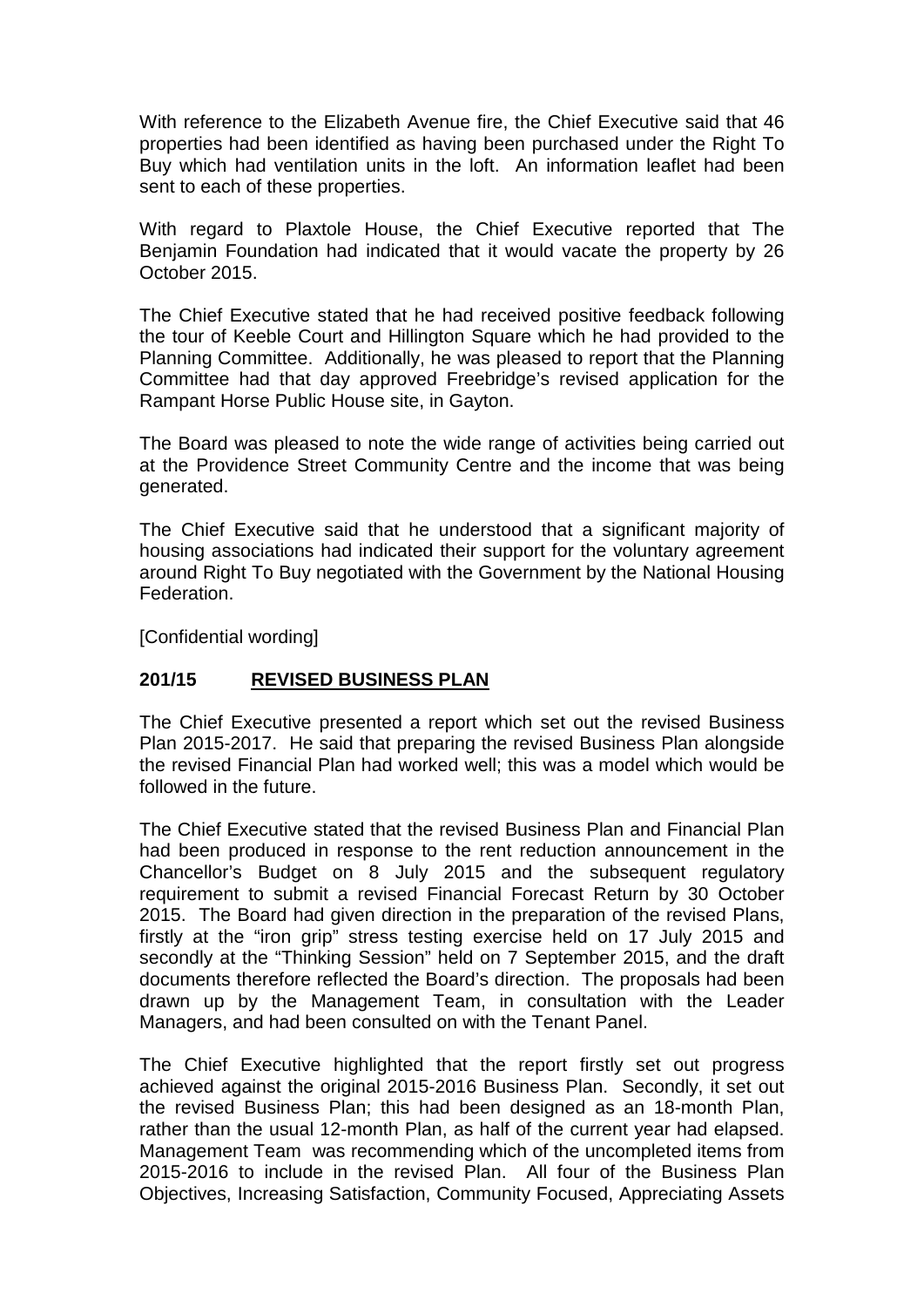With reference to the Elizabeth Avenue fire, the Chief Executive said that 46 properties had been identified as having been purchased under the Right To Buy which had ventilation units in the loft. An information leaflet had been sent to each of these properties.

With regard to Plaxtole House, the Chief Executive reported that The Benjamin Foundation had indicated that it would vacate the property by 26 October 2015.

The Chief Executive stated that he had received positive feedback following the tour of Keeble Court and Hillington Square which he had provided to the Planning Committee. Additionally, he was pleased to report that the Planning Committee had that day approved Freebridge's revised application for the Rampant Horse Public House site, in Gayton.

The Board was pleased to note the wide range of activities being carried out at the Providence Street Community Centre and the income that was being generated.

The Chief Executive said that he understood that a significant majority of housing associations had indicated their support for the voluntary agreement around Right To Buy negotiated with the Government by the National Housing Federation.

[Confidential wording]

## 201/15 REVISED BUSINESS PLAN

The Chief Executive presented a report which set out the revised Business Plan 2015-2017. He said that preparing the revised Business Plan alongside the revised Financial Plan had worked well; this was a model which would be followed in the future.

The Chief Executive stated that the revised Business Plan and Financial Plan had been produced in response to the rent reduction announcement in the Chancellor's Budget on 8 July 2015 and the subsequent regulatory requirement to submit a revised Financial Forecast Return by 30 October 2015. The Board had given direction in the preparation of the revised Plans, firstly at the "iron grip" stress testing exercise held on 17 July 2015 and secondly at the "Thinking Session" held on 7 September 2015, and the draft documents therefore reflected the Board's direction. The proposals had been drawn up by the Management Team, in consultation with the Leader Managers, and had been consulted on with the Tenant Panel.

The Chief Executive highlighted that the report firstly set out progress achieved against the original 2015-2016 Business Plan. Secondly, it set out the revised Business Plan; this had been designed as an 18-month Plan, rather than the usual 12-month Plan, as half of the current year had elapsed. Management Team was recommending which of the uncompleted items from 2015-2016 to include in the revised Plan. All four of the Business Plan Objectives, Increasing Satisfaction, Community Focused, Appreciating Assets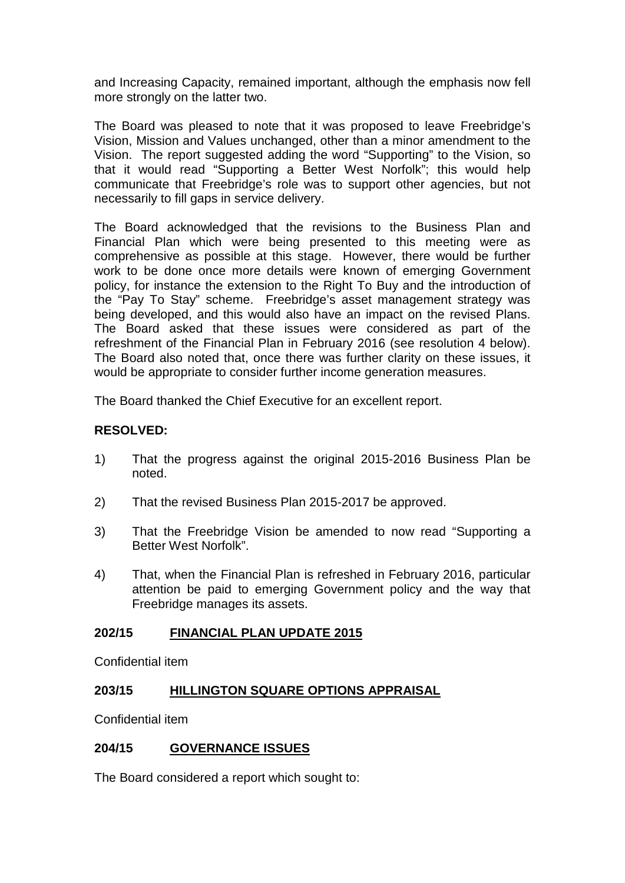and Increasing Capacity, remained important, although the emphasis now fell more strongly on the latter two.

The Board was pleased to note that it was proposed to leave Freebridge's Vision, Mission and Values unchanged, other than a minor amendment to the Vision. The report suggested adding the word "Supporting" to the Vision, so that it would read "Supporting a Better West Norfolk"; this would help communicate that Freebridge's role was to support other agencies, but not necessarily to fill gaps in service delivery.

The Board acknowledged that the revisions to the Business Plan and Financial Plan which were being presented to this meeting were as comprehensive as possible at this stage. However, there would be further work to be done once more details were known of emerging Government policy, for instance the extension to the Right To Buy and the introduction of the "Pay To Stay" scheme. Freebridge's asset management strategy was being developed, and this would also have an impact on the revised Plans. The Board asked that these issues were considered as part of the refreshment of the Financial Plan in February 2016 (see resolution 4 below). The Board also noted that, once there was further clarity on these issues, it would be appropriate to consider further income generation measures.

The Board thanked the Chief Executive for an excellent report.

**RESOLVED:**

1) That the progress against the original 2015-2016 Business Plan be noted.

2) That the revised Business Plan 2015-2017 be approved.

3) That the Freebridge Vision be amended to now read "Supporting a Better West Norfolk".

4) That, when the Financial Plan is refreshed in February 2016, particular attention be paid to emerging Government policy and the way that Freebridge manages its assets.

## 202/15 FINANCIAL PLAN UPDATE 2015

Confidential item

## 203/15 HILLINGTON SQUARE OPTIONS APPRAISAL

Confidential item

## 204/15 GOVERNANCE ISSUES

The Board considered a report which sought to: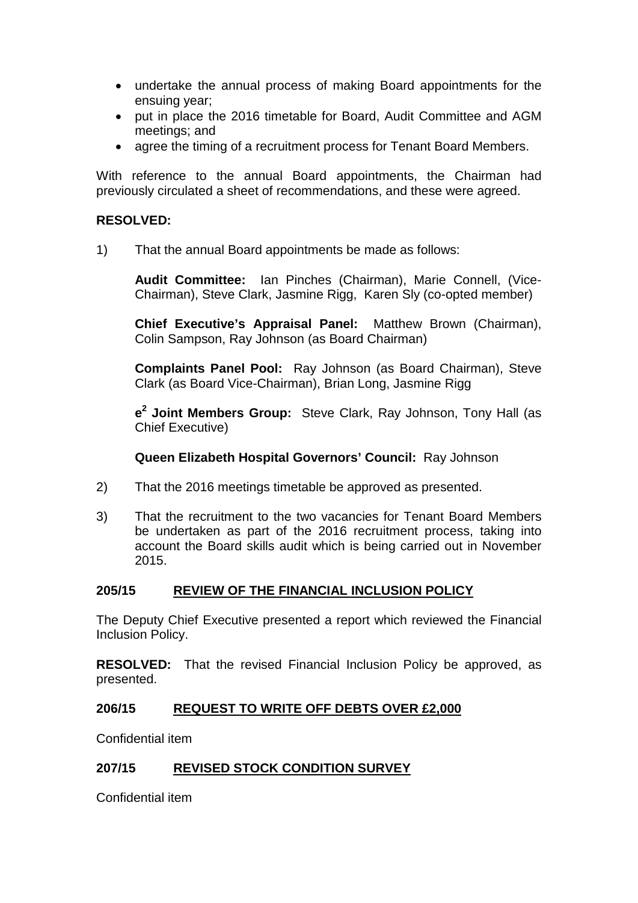- undertake the annual process of making Board appointments for the ensuing year;
- put in place the 2016 timetable for Board, Audit Committee and AGM meetings; and
- agree the timing of a recruitment process for Tenant Board Members.

With reference to the annual Board appointments, the Chairman had previously circulated a sheet of recommendations, and these were agreed.

**RESOLVED:**

1) That the annual Board appointments be made as follows:

   **Audit Committee:** Ian Pinches (Chairman), Marie Connell, (Vice-Chairman), Steve Clark, Jasmine Rigg, Karen Sly (co-opted member)

   **Chief Executive's Appraisal Panel:** Matthew Brown (Chairman), Colin Sampson, Ray Johnson (as Board Chairman)

   **Complaints Panel Pool:** Ray Johnson (as Board Chairman), Steve Clark (as Board Vice-Chairman), Brian Long, Jasmine Rigg

   **$e^2$ Joint Members Group:** Steve Clark, Ray Johnson, Tony Hall (as Chief Executive)

   **Queen Elizabeth Hospital Governors' Council:** Ray Johnson

2) That the 2016 meetings timetable be approved as presented.

3) That the recruitment to the two vacancies for Tenant Board Members be undertaken as part of the 2016 recruitment process, taking into account the Board skills audit which is being carried out in November 2015.

## 205/15 REVIEW OF THE FINANCIAL INCLUSION POLICY

The Deputy Chief Executive presented a report which reviewed the Financial Inclusion Policy.

**RESOLVED:** That the revised Financial Inclusion Policy be approved, as presented.

## 206/15 REQUEST TO WRITE OFF DEBTS OVER £2,000

Confidential item

## 207/15 REVISED STOCK CONDITION SURVEY

Confidential item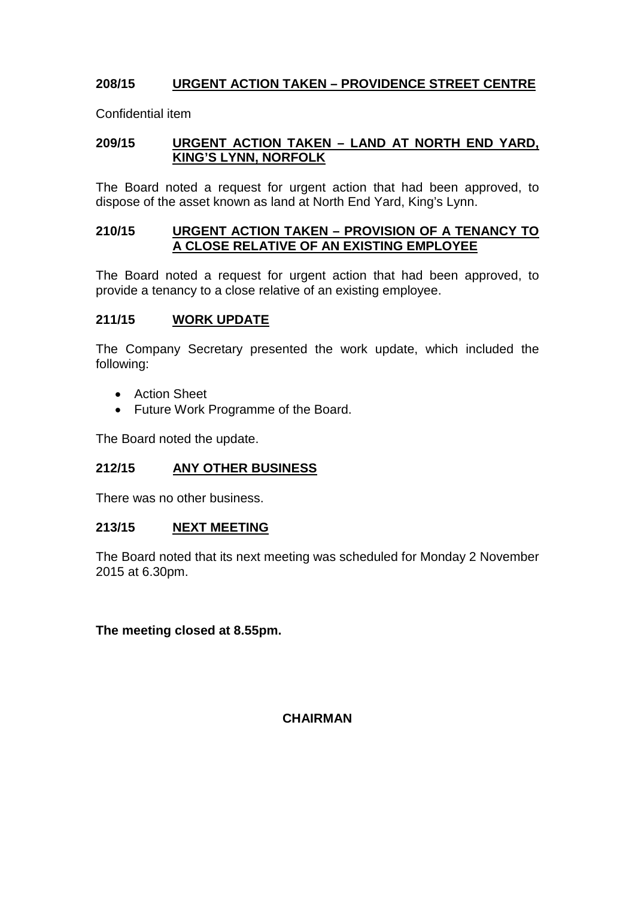### 208/15 URGENT ACTION TAKEN – PROVIDENCE STREET CENTRE

Confidential item

### 209/15 URGENT ACTION TAKEN – LAND AT NORTH END YARD, KING'S LYNN, NORFOLK

The Board noted a request for urgent action that had been approved, to dispose of the asset known as land at North End Yard, King's Lynn.

### 210/15 URGENT ACTION TAKEN – PROVISION OF A TENANCY TO A CLOSE RELATIVE OF AN EXISTING EMPLOYEE

The Board noted a request for urgent action that had been approved, to provide a tenancy to a close relative of an existing employee.

### 211/15 WORK UPDATE

The Company Secretary presented the work update, which included the following:

- Action Sheet
- Future Work Programme of the Board.

The Board noted the update.

### 212/15 ANY OTHER BUSINESS

There was no other business.

### 213/15 NEXT MEETING

The Board noted that its next meeting was scheduled for Monday 2 November 2015 at 6.30pm.

**The meeting closed at 8.55pm.**

**CHAIRMAN**